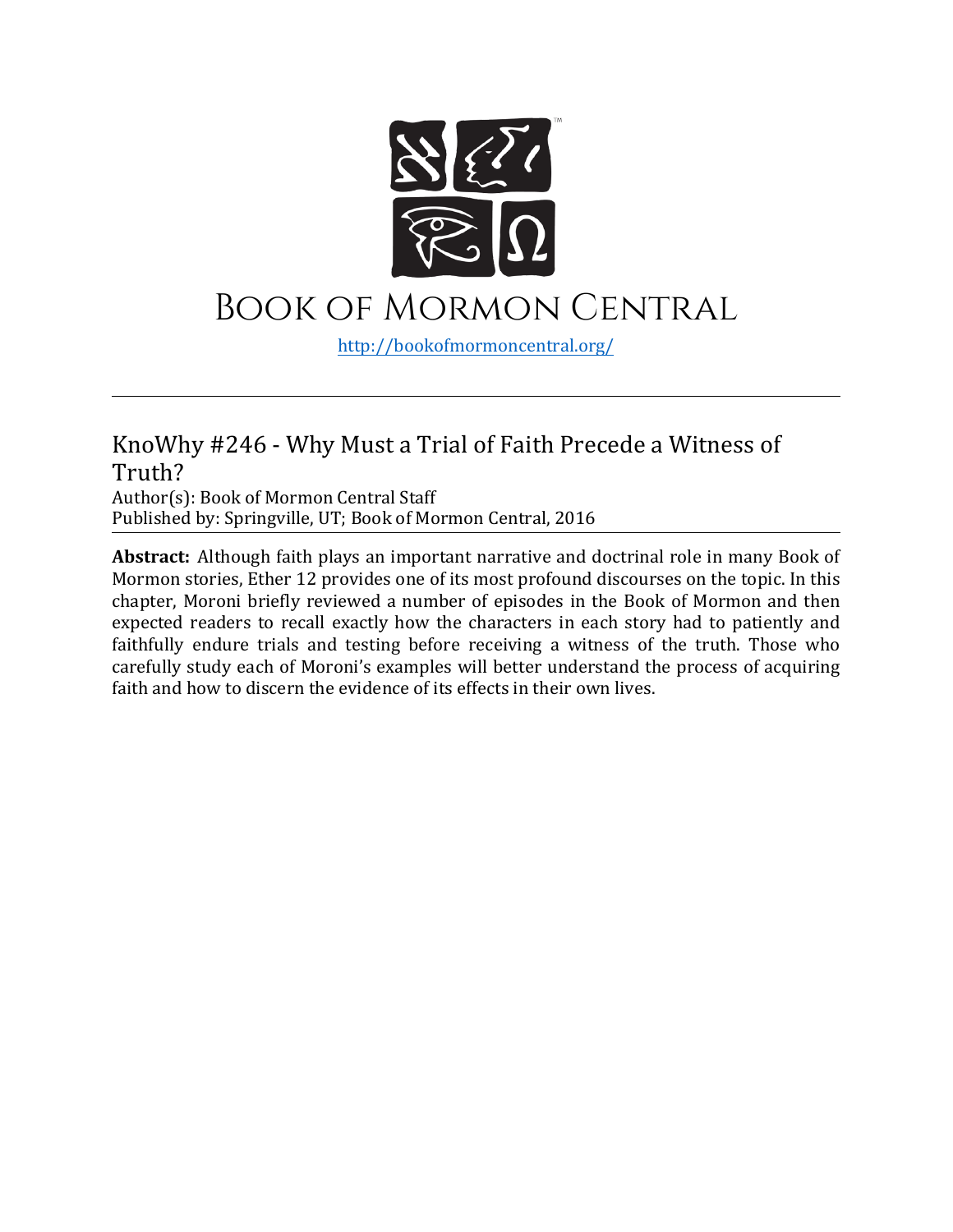# Book of Mormon Central

http://bookofmormoncentral.org/

---

## KnoWhy #246 - Why Must a Trial of Faith Precede a Witness of Truth?

Author(s): Book of Mormon Central Staff
Published by: Springville, UT; Book of Mormon Central, 2016

**Abstract:** Although faith plays an important narrative and doctrinal role in many Book of Mormon stories, Ether 12 provides one of its most profound discourses on the topic. In this chapter, Moroni briefly reviewed a number of episodes in the Book of Mormon and then expected readers to recall exactly how the characters in each story had to patiently and faithfully endure trials and testing before receiving a witness of the truth. Those who carefully study each of Moroni's examples will better understand the process of acquiring faith and how to discern the evidence of its effects in their own lives.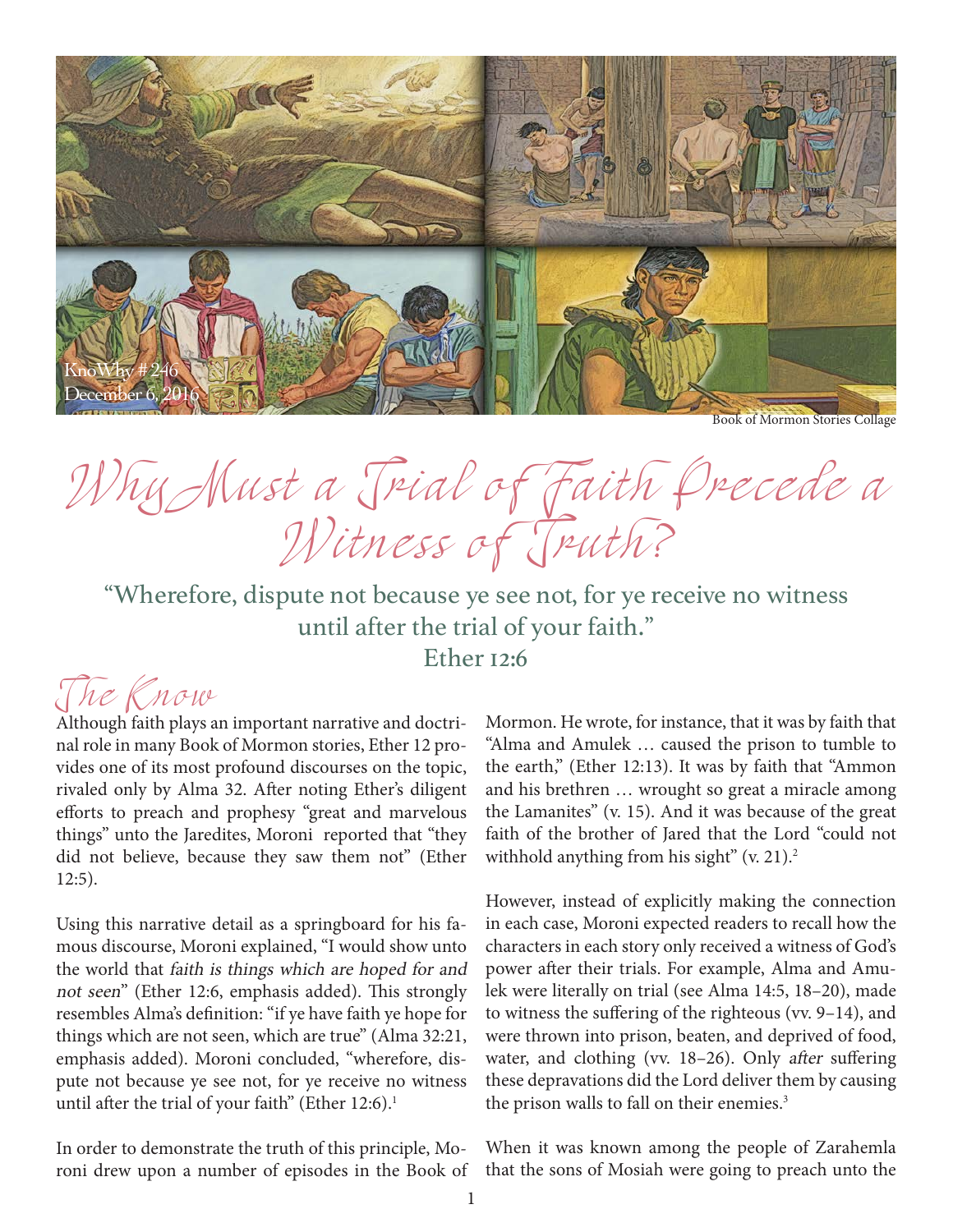KnoWhy # 246
December 6, 2016

Book of Mormon Stories Collage

# Why Must a Trial of Faith Precede a Witness of Truth?

"Wherefore, dispute not because ye see not, for ye receive no witness until after the trial of your faith."
Ether 12:6

## The Know

Although faith plays an important narrative and doctrinal role in many Book of Mormon stories, Ether 12 provides one of its most profound discourses on the topic, rivaled only by Alma 32. After noting Ether's diligent efforts to preach and prophesy "great and marvelous things" unto the Jaredites, Moroni reported that "they did not believe, because they saw them not" (Ether 12:5).

Using this narrative detail as a springboard for his famous discourse, Moroni explained, "I would show unto the world that *faith is things which are hoped for and not seen*" (Ether 12:6, emphasis added). This strongly resembles Alma's definition: "if ye have faith ye hope for things which are not seen, which are true" (Alma 32:21, emphasis added). Moroni concluded, "wherefore, dispute not because ye see not, for ye receive no witness until after the trial of your faith" (Ether 12:6).[1]

In order to demonstrate the truth of this principle, Moroni drew upon a number of episodes in the Book of Mormon. He wrote, for instance, that it was by faith that "Alma and Amulek … caused the prison to tumble to the earth," (Ether 12:13). It was by faith that "Ammon and his brethren … wrought so great a miracle among the Lamanites" (v. 15). And it was because of the great faith of the brother of Jared that the Lord "could not withhold anything from his sight" (v. 21).[2]

However, instead of explicitly making the connection in each case, Moroni expected readers to recall how the characters in each story only received a witness of God's power after their trials. For example, Alma and Amulek were literally on trial (see Alma 14:5, 18–20), made to witness the suffering of the righteous (vv. 9–14), and were thrown into prison, beaten, and deprived of food, water, and clothing (vv. 18–26). Only *after* suffering these depravations did the Lord deliver them by causing the prison walls to fall on their enemies.[3]

When it was known among the people of Zarahemla that the sons of Mosiah were going to preach unto the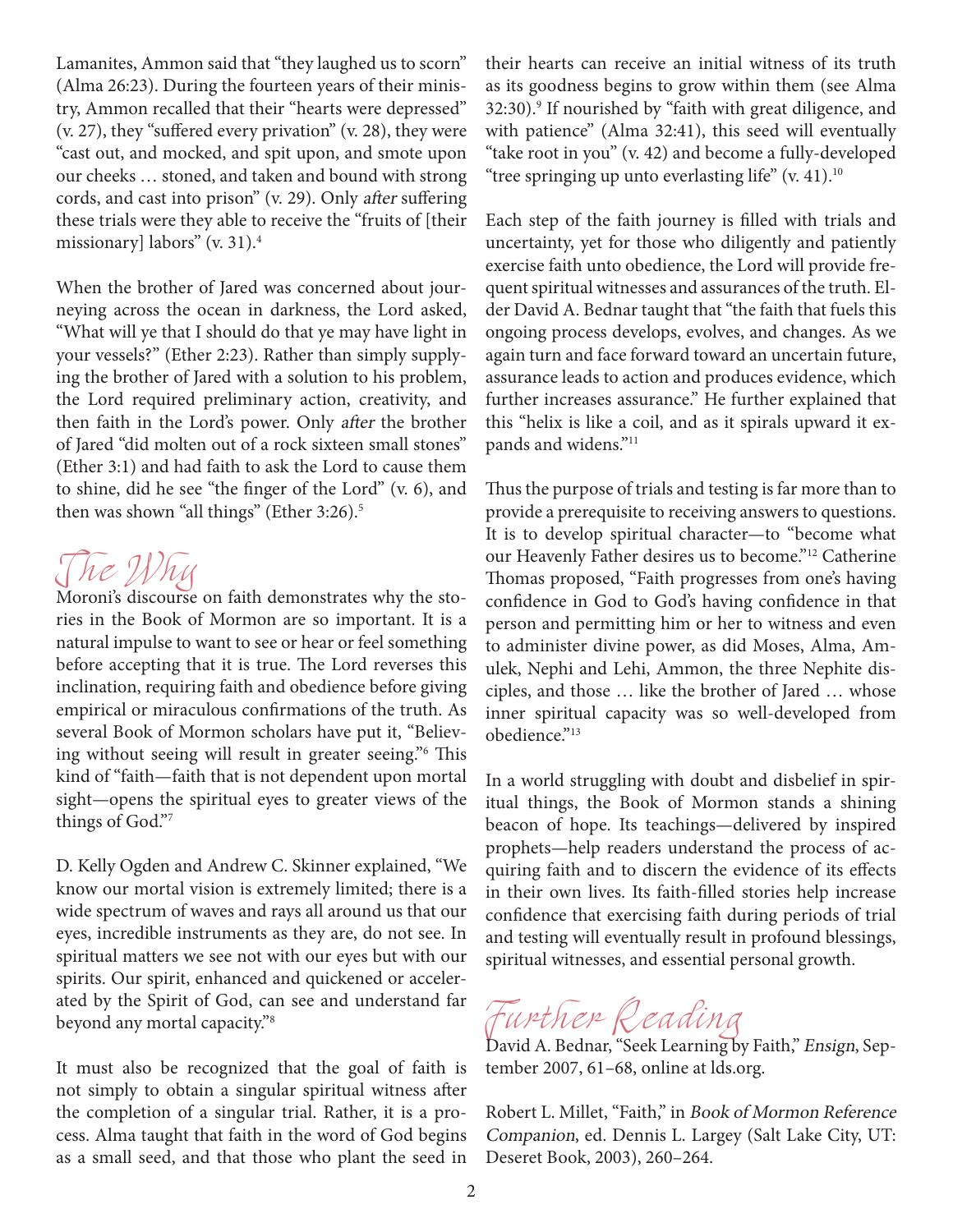Lamanites, Ammon said that "they laughed us to scorn" (Alma 26:23). During the fourteen years of their ministry, Ammon recalled that their "hearts were depressed" (v. 27), they "suffered every privation" (v. 28), they were "cast out, and mocked, and spit upon, and smote upon our cheeks … stoned, and taken and bound with strong cords, and cast into prison" (v. 29). Only *after* suffering these trials were they able to receive the "fruits of [their missionary] labors" (v. 31).[4]

When the brother of Jared was concerned about journeying across the ocean in darkness, the Lord asked, "What will ye that I should do that ye may have light in your vessels?" (Ether 2:23). Rather than simply supplying the brother of Jared with a solution to his problem, the Lord required preliminary action, creativity, and then faith in the Lord's power. Only *after* the brother of Jared "did molten out of a rock sixteen small stones" (Ether 3:1) and had faith to ask the Lord to cause them to shine, did he see "the finger of the Lord" (v. 6), and then was shown "all things" (Ether 3:26).[5]

## The Why

Moroni's discourse on faith demonstrates why the stories in the Book of Mormon are so important. It is a natural impulse to want to see or hear or feel something before accepting that it is true. The Lord reverses this inclination, requiring faith and obedience before giving empirical or miraculous confirmations of the truth. As several Book of Mormon scholars have put it, "Believing without seeing will result in greater seeing."[6] This kind of "faith—faith that is not dependent upon mortal sight—opens the spiritual eyes to greater views of the things of God."[7]

D. Kelly Ogden and Andrew C. Skinner explained, "We know our mortal vision is extremely limited; there is a wide spectrum of waves and rays all around us that our eyes, incredible instruments as they are, do not see. In spiritual matters we see not with our eyes but with our spirits. Our spirit, enhanced and quickened or accelerated by the Spirit of God, can see and understand far beyond any mortal capacity."[8]

It must also be recognized that the goal of faith is not simply to obtain a singular spiritual witness after the completion of a singular trial. Rather, it is a process. Alma taught that faith in the word of God begins as a small seed, and that those who plant the seed in their hearts can receive an initial witness of its truth as its goodness begins to grow within them (see Alma 32:30).[9] If nourished by "faith with great diligence, and with patience" (Alma 32:41), this seed will eventually "take root in you" (v. 42) and become a fully-developed "tree springing up unto everlasting life" (v. 41).[10]

Each step of the faith journey is filled with trials and uncertainty, yet for those who diligently and patiently exercise faith unto obedience, the Lord will provide frequent spiritual witnesses and assurances of the truth. Elder David A. Bednar taught that "the faith that fuels this ongoing process develops, evolves, and changes. As we again turn and face forward toward an uncertain future, assurance leads to action and produces evidence, which further increases assurance." He further explained that this "helix is like a coil, and as it spirals upward it expands and widens."[11]

Thus the purpose of trials and testing is far more than to provide a prerequisite to receiving answers to questions. It is to develop spiritual character—to "become what our Heavenly Father desires us to become."[12] Catherine Thomas proposed, "Faith progresses from one's having confidence in God to God's having confidence in that person and permitting him or her to witness and even to administer divine power, as did Moses, Alma, Amulek, Nephi and Lehi, Ammon, the three Nephite disciples, and those … like the brother of Jared … whose inner spiritual capacity was so well-developed from obedience."[13]

In a world struggling with doubt and disbelief in spiritual things, the Book of Mormon stands a shining beacon of hope. Its teachings—delivered by inspired prophets—help readers understand the process of acquiring faith and to discern the evidence of its effects in their own lives. Its faith-filled stories help increase confidence that exercising faith during periods of trial and testing will eventually result in profound blessings, spiritual witnesses, and essential personal growth.

## Further Reading

David A. Bednar, "Seek Learning by Faith," *Ensign*, September 2007, 61–68, online at lds.org.

Robert L. Millet, "Faith," in *Book of Mormon Reference Companion*, ed. Dennis L. Largey (Salt Lake City, UT: Deseret Book, 2003), 260–264.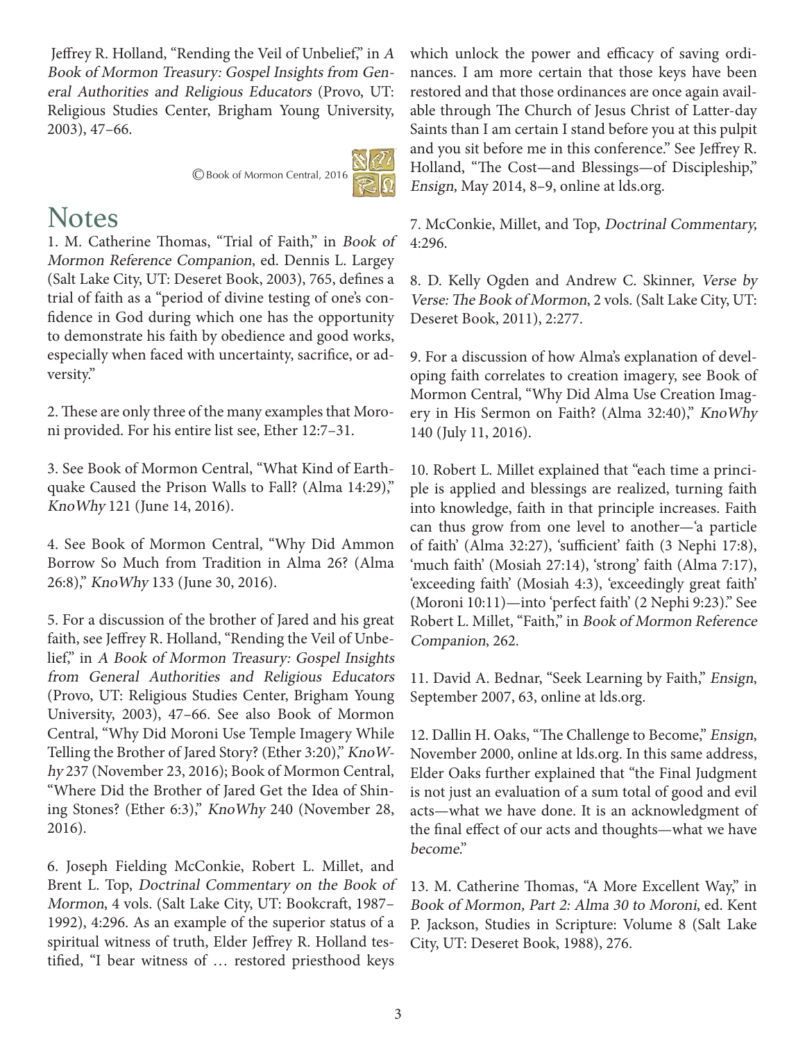Jeffrey R. Holland, "Rending the Veil of Unbelief," in *A Book of Mormon Treasury: Gospel Insights from General Authorities and Religious Educators* (Provo, UT: Religious Studies Center, Brigham Young University, 2003), 47–66.

© Book of Mormon Central, 2016

# Notes

1. M. Catherine Thomas, "Trial of Faith," in *Book of Mormon Reference Companion*, ed. Dennis L. Largey (Salt Lake City, UT: Deseret Book, 2003), 765, defines a trial of faith as a "period of divine testing of one's confidence in God during which one has the opportunity to demonstrate his faith by obedience and good works, especially when faced with uncertainty, sacrifice, or adversity."

2. These are only three of the many examples that Moroni provided. For his entire list see, Ether 12:7–31.

3. See Book of Mormon Central, "What Kind of Earthquake Caused the Prison Walls to Fall? (Alma 14:29)," *KnoWhy* 121 (June 14, 2016).

4. See Book of Mormon Central, "Why Did Ammon Borrow So Much from Tradition in Alma 26? (Alma 26:8)," *KnoWhy* 133 (June 30, 2016).

5. For a discussion of the brother of Jared and his great faith, see Jeffrey R. Holland, "Rending the Veil of Unbelief," in *A Book of Mormon Treasury: Gospel Insights from General Authorities and Religious Educators* (Provo, UT: Religious Studies Center, Brigham Young University, 2003), 47–66. See also Book of Mormon Central, "Why Did Moroni Use Temple Imagery While Telling the Brother of Jared Story? (Ether 3:20)," *KnoWhy* 237 (November 23, 2016); Book of Mormon Central, "Where Did the Brother of Jared Get the Idea of Shining Stones? (Ether 6:3)," *KnoWhy* 240 (November 28, 2016).

6. Joseph Fielding McConkie, Robert L. Millet, and Brent L. Top, *Doctrinal Commentary on the Book of Mormon*, 4 vols. (Salt Lake City, UT: Bookcraft, 1987–1992), 4:296. As an example of the superior status of a spiritual witness of truth, Elder Jeffrey R. Holland testified, "I bear witness of … restored priesthood keys which unlock the power and efficacy of saving ordinances. I am more certain that those keys have been restored and that those ordinances are once again available through The Church of Jesus Christ of Latter-day Saints than I am certain I stand before you at this pulpit and you sit before me in this conference." See Jeffrey R. Holland, "The Cost—and Blessings—of Discipleship," *Ensign,* May 2014, 8–9, online at lds.org.

7. McConkie, Millet, and Top, *Doctrinal Commentary,* 4:296.

8. D. Kelly Ogden and Andrew C. Skinner, *Verse by Verse: The Book of Mormon*, 2 vols. (Salt Lake City, UT: Deseret Book, 2011), 2:277.

9. For a discussion of how Alma's explanation of developing faith correlates to creation imagery, see Book of Mormon Central, "Why Did Alma Use Creation Imagery in His Sermon on Faith? (Alma 32:40)," *KnoWhy* 140 (July 11, 2016).

10. Robert L. Millet explained that "each time a principle is applied and blessings are realized, turning faith into knowledge, faith in that principle increases. Faith can thus grow from one level to another—'a particle of faith' (Alma 32:27), 'sufficient' faith (3 Nephi 17:8), 'much faith' (Mosiah 27:14), 'strong' faith (Alma 7:17), 'exceeding faith' (Mosiah 4:3), 'exceedingly great faith' (Moroni 10:11)—into 'perfect faith' (2 Nephi 9:23)." See Robert L. Millet, "Faith," in *Book of Mormon Reference Companion*, 262.

11. David A. Bednar, "Seek Learning by Faith," *Ensign*, September 2007, 63, online at lds.org.

12. Dallin H. Oaks, "The Challenge to Become," *Ensign*, November 2000, online at lds.org. In this same address, Elder Oaks further explained that "the Final Judgment is not just an evaluation of a sum total of good and evil acts—what we have done. It is an acknowledgment of the final effect of our acts and thoughts—what we have *become*."

13. M. Catherine Thomas, "A More Excellent Way," in *Book of Mormon, Part 2: Alma 30 to Moroni*, ed. Kent P. Jackson, Studies in Scripture: Volume 8 (Salt Lake City, UT: Deseret Book, 1988), 276.